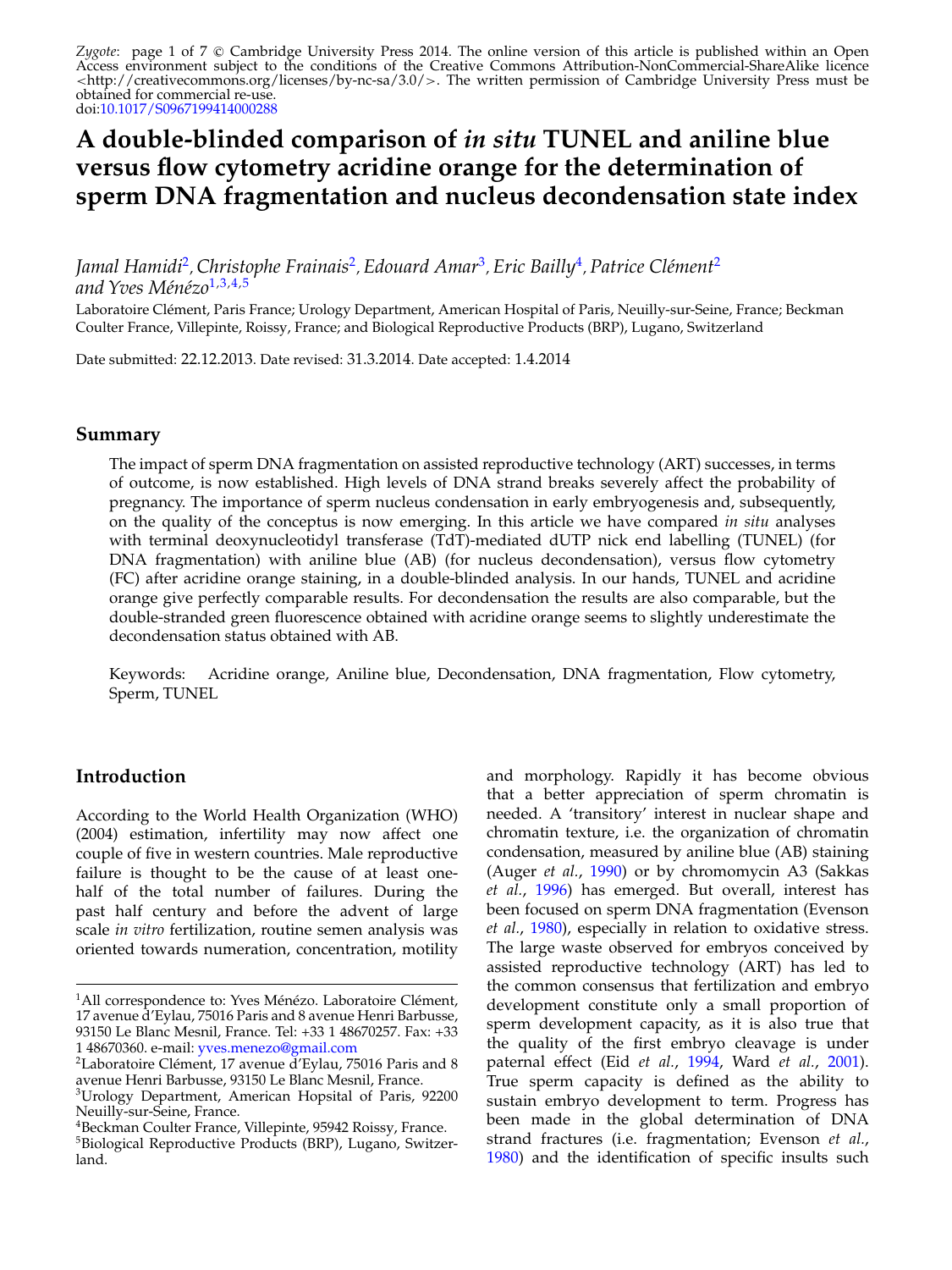Zygote: page 1 of 7 © Cambridge University Press 2014. The online version of this article is published within an Open Access environment subject to the conditions of the Creative Commons Attribution-NonCommercial-ShareAlike licence <http://creativecommons.org/licenses/by-nc-sa/3.0/>. The written permission of Cambridge University Press must be obtained for commercial re-use.
doi:10.1017/S0967199414000288

# A double-blinded comparison of *in situ* TUNEL and aniline blue versus flow cytometry acridine orange for the determination of sperm DNA fragmentation and nucleus decondensation state index

*Jamal Hamidi*[2], *Christophe Frainais*[2], *Edouard Amar*[3], *Eric Bailly*[4], *Patrice Clément*[2] *and Yves Ménézo*[1,3,4,5]

Laboratoire Clément, Paris France; Urology Department, American Hospital of Paris, Neuilly-sur-Seine, France; Beckman Coulter France, Villepinte, Roissy, France; and Biological Reproductive Products (BRP), Lugano, Switzerland

Date submitted: 22.12.2013. Date revised: 31.3.2014. Date accepted: 1.4.2014

## Summary

The impact of sperm DNA fragmentation on assisted reproductive technology (ART) successes, in terms of outcome, is now established. High levels of DNA strand breaks severely affect the probability of pregnancy. The importance of sperm nucleus condensation in early embryogenesis and, subsequently, on the quality of the conceptus is now emerging. In this article we have compared *in situ* analyses with terminal deoxynucleotidyl transferase (TdT)-mediated dUTP nick end labelling (TUNEL) (for DNA fragmentation) with aniline blue (AB) (for nucleus decondensation), versus flow cytometry (FC) after acridine orange staining, in a double-blinded analysis. In our hands, TUNEL and acridine orange give perfectly comparable results. For decondensation the results are also comparable, but the double-stranded green fluorescence obtained with acridine orange seems to slightly underestimate the decondensation status obtained with AB.

Keywords: Acridine orange, Aniline blue, Decondensation, DNA fragmentation, Flow cytometry, Sperm, TUNEL

## Introduction

According to the World Health Organization (WHO) (2004) estimation, infertility may now affect one couple of five in western countries. Male reproductive failure is thought to be the cause of at least one-half of the total number of failures. During the past half century and before the advent of large scale *in vitro* fertilization, routine semen analysis was oriented towards numeration, concentration, motility and morphology. Rapidly it has become obvious that a better appreciation of sperm chromatin is needed. A 'transitory' interest in nuclear shape and chromatin texture, i.e. the organization of chromatin condensation, measured by aniline blue (AB) staining (Auger *et al.*, 1990) or by chromomycin A3 (Sakkas *et al.*, 1996) has emerged. But overall, interest has been focused on sperm DNA fragmentation (Evenson *et al.*, 1980), especially in relation to oxidative stress. The large waste observed for embryos conceived by assisted reproductive technology (ART) has led to the common consensus that fertilization and embryo development constitute only a small proportion of sperm development capacity, as it is also true that the quality of the first embryo cleavage is under paternal effect (Eid *et al.*, 1994, Ward *et al.*, 2001). True sperm capacity is defined as the ability to sustain embryo development to term. Progress has been made in the global determination of DNA strand fractures (i.e. fragmentation; Evenson *et al.*, 1980) and the identification of specific insults such

---

[1]All correspondence to: Yves Ménézo. Laboratoire Clément, 17 avenue d'Eylau, 75016 Paris and 8 avenue Henri Barbusse, 93150 Le Blanc Mesnil, France. Tel: +33 1 48670257. Fax: +33 1 48670360. e-mail: yves.menezo@gmail.com

[2]Laboratoire Clément, 17 avenue d'Eylau, 75016 Paris and 8 avenue Henri Barbusse, 93150 Le Blanc Mesnil, France.

[3]Urology Department, American Hopsital of Paris, 92200 Neuilly-sur-Seine, France.

[4]Beckman Coulter France, Villepinte, 95942 Roissy, France.

[5]Biological Reproductive Products (BRP), Lugano, Switzerland.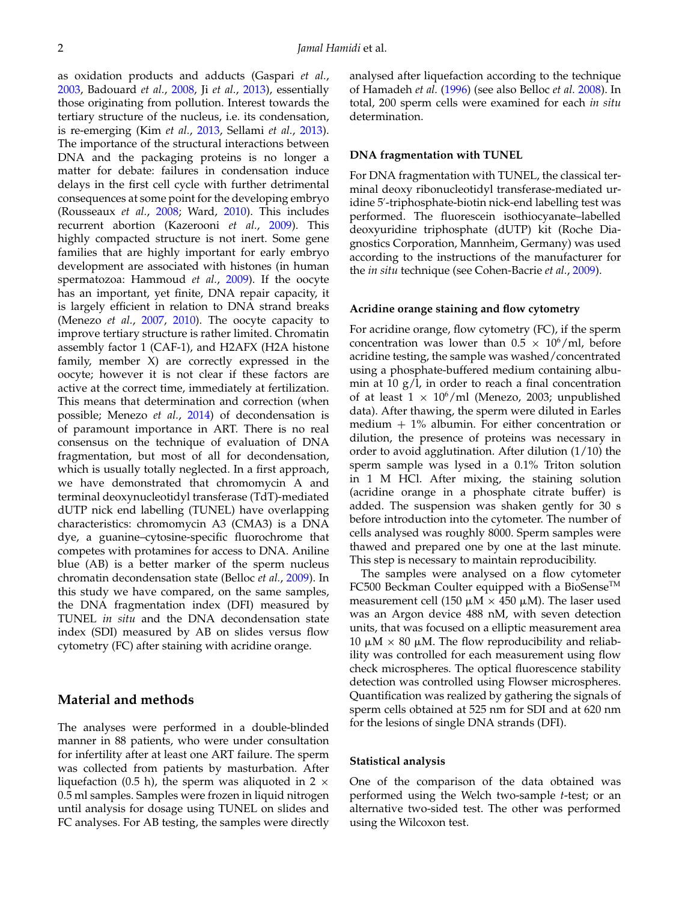as oxidation products and adducts (Gaspari *et al.*, 2003, Badouard *et al.*, 2008, Ji *et al.*, 2013), essentially those originating from pollution. Interest towards the tertiary structure of the nucleus, i.e. its condensation, is re-emerging (Kim *et al.*, 2013, Sellami *et al.*, 2013). The importance of the structural interactions between DNA and the packaging proteins is no longer a matter for debate: failures in condensation induce delays in the first cell cycle with further detrimental consequences at some point for the developing embryo (Rousseaux *et al.*, 2008; Ward, 2010). This includes recurrent abortion (Kazerooni *et al.*, 2009). This highly compacted structure is not inert. Some gene families that are highly important for early embryo development are associated with histones (in human spermatozoa: Hammoud *et al.*, 2009). If the oocyte has an important, yet finite, DNA repair capacity, it is largely efficient in relation to DNA strand breaks (Menezo *et al.*, 2007, 2010). The oocyte capacity to improve tertiary structure is rather limited. Chromatin assembly factor 1 (CAF-1), and H2AFX (H2A histone family, member X) are correctly expressed in the oocyte; however it is not clear if these factors are active at the correct time, immediately at fertilization. This means that determination and correction (when possible; Menezo *et al.*, 2014) of decondensation is of paramount importance in ART. There is no real consensus on the technique of evaluation of DNA fragmentation, but most of all for decondensation, which is usually totally neglected. In a first approach, we have demonstrated that chromomycin A and terminal deoxynucleotidyl transferase (TdT)-mediated dUTP nick end labelling (TUNEL) have overlapping characteristics: chromomycin A3 (CMA3) is a DNA dye, a guanine–cytosine-specific fluorochrome that competes with protamines for access to DNA. Aniline blue (AB) is a better marker of the sperm nucleus chromatin decondensation state (Belloc *et al.*, 2009). In this study we have compared, on the same samples, the DNA fragmentation index (DFI) measured by TUNEL *in situ* and the DNA decondensation state index (SDI) measured by AB on slides versus flow cytometry (FC) after staining with acridine orange.

## Material and methods

The analyses were performed in a double-blinded manner in 88 patients, who were under consultation for infertility after at least one ART failure. The sperm was collected from patients by masturbation. After liquefaction (0.5 h), the sperm was aliquoted in 2 × 0.5 ml samples. Samples were frozen in liquid nitrogen until analysis for dosage using TUNEL on slides and FC analyses. For AB testing, the samples were directly analysed after liquefaction according to the technique of Hamadeh *et al.* (1996) (see also Belloc *et al.* 2008). In total, 200 sperm cells were examined for each *in situ* determination.

### DNA fragmentation with TUNEL

For DNA fragmentation with TUNEL, the classical terminal deoxy ribonucleotidyl transferase-mediated uridine 5′-triphosphate-biotin nick-end labelling test was performed. The fluorescein isothiocyanate–labelled deoxyuridine triphosphate (dUTP) kit (Roche Diagnostics Corporation, Mannheim, Germany) was used according to the instructions of the manufacturer for the *in situ* technique (see Cohen-Bacrie *et al.*, 2009).

### Acridine orange staining and flow cytometry

For acridine orange, flow cytometry (FC), if the sperm concentration was lower than $0.5 \times 10^6$/ml, before acridine testing, the sample was washed/concentrated using a phosphate-buffered medium containing albumin at 10 g/l, in order to reach a final concentration of at least $1 \times 10^6$/ml (Menezo, 2003; unpublished data). After thawing, the sperm were diluted in Earles medium + 1% albumin. For either concentration or dilution, the presence of proteins was necessary in order to avoid agglutination. After dilution (1/10) the sperm sample was lysed in a 0.1% Triton solution in 1 M HCl. After mixing, the staining solution (acridine orange in a phosphate citrate buffer) is added. The suspension was shaken gently for 30 s before introduction into the cytometer. The number of cells analysed was roughly 8000. Sperm samples were thawed and prepared one by one at the last minute. This step is necessary to maintain reproducibility.

The samples were analysed on a flow cytometer FC500 Beckman Coulter equipped with a BioSense™ measurement cell (150 μM × 450 μM). The laser used was an Argon device 488 nM, with seven detection units, that was focused on a elliptic measurement area 10 μM × 80 μM. The flow reproducibility and reliability was controlled for each measurement using flow check microspheres. The optical fluorescence stability detection was controlled using Flowser microspheres. Quantification was realized by gathering the signals of sperm cells obtained at 525 nm for SDI and at 620 nm for the lesions of single DNA strands (DFI).

### Statistical analysis

One of the comparison of the data obtained was performed using the Welch two-sample *t*-test; or an alternative two-sided test. The other was performed using the Wilcoxon test.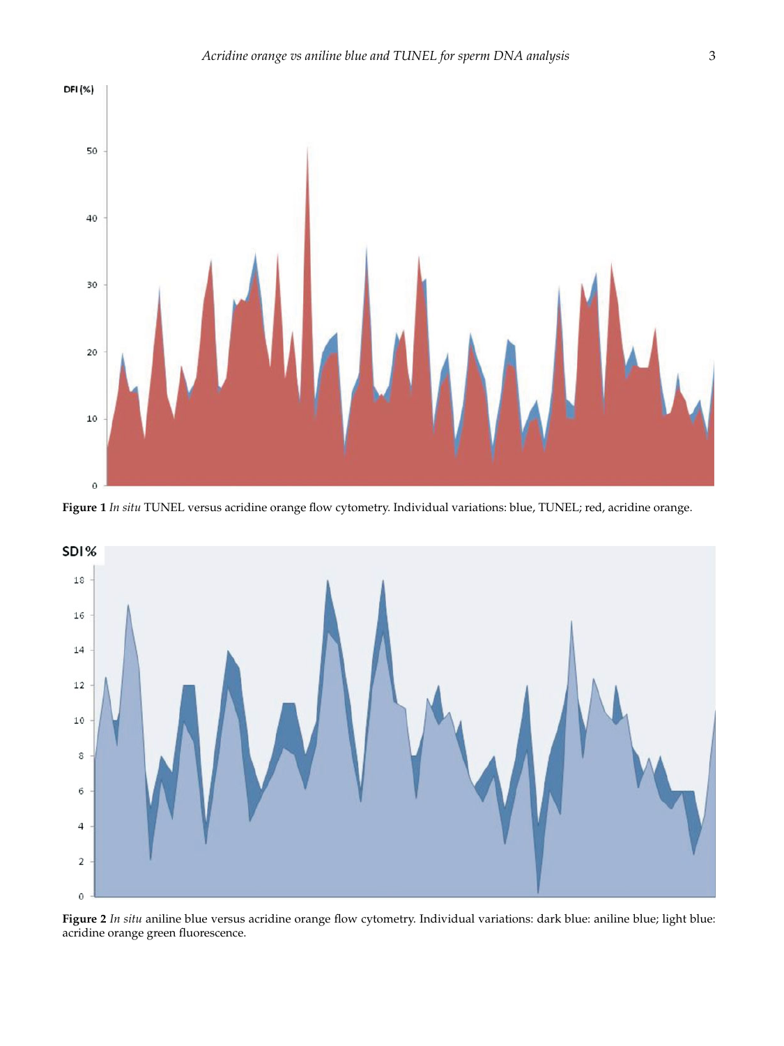**Figure 1** *In situ* TUNEL versus acridine orange flow cytometry. Individual variations: blue, TUNEL; red, acridine orange.

**Figure 2** *In situ* aniline blue versus acridine orange flow cytometry. Individual variations: dark blue: aniline blue; light blue: acridine orange green fluorescence.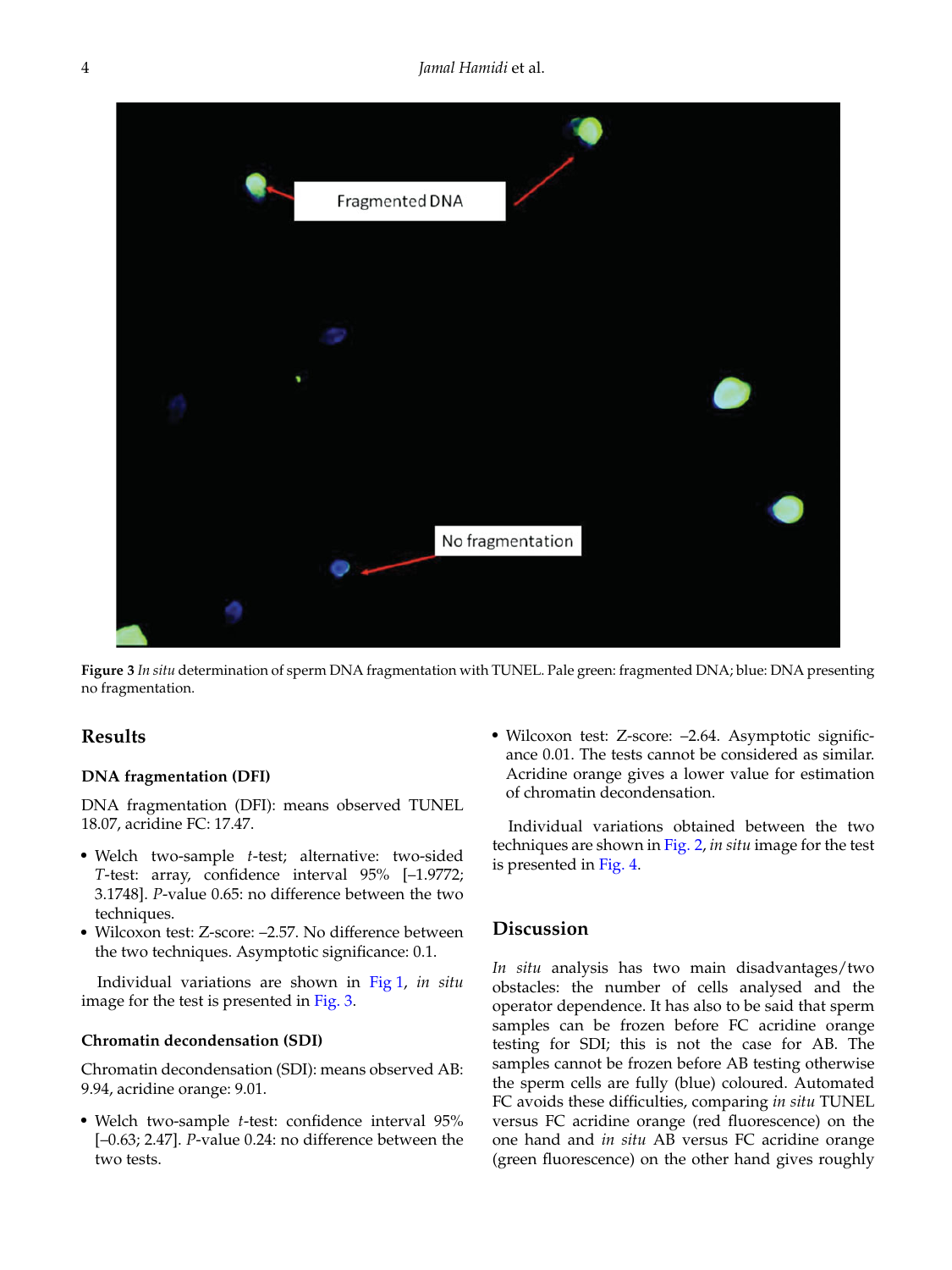**Figure 3** *In situ* determination of sperm DNA fragmentation with TUNEL. Pale green: fragmented DNA; blue: DNA presenting no fragmentation.

## Results

### DNA fragmentation (DFI)

DNA fragmentation (DFI): means observed TUNEL 18.07, acridine FC: 17.47.

- Welch two-sample *t*-test; alternative: two-sided *T*-test: array, confidence interval 95% [–1.9772; 3.1748]. *P*-value 0.65: no difference between the two techniques.
- Wilcoxon test: Z-score: –2.57. No difference between the two techniques. Asymptotic significance: 0.1.

Individual variations are shown in Fig 1, *in situ* image for the test is presented in Fig. 3.

### Chromatin decondensation (SDI)

Chromatin decondensation (SDI): means observed AB: 9.94, acridine orange: 9.01.

- Welch two-sample *t*-test: confidence interval 95% [–0.63; 2.47]. *P*-value 0.24: no difference between the two tests.
- Wilcoxon test: Z-score: –2.64. Asymptotic significance 0.01. The tests cannot be considered as similar. Acridine orange gives a lower value for estimation of chromatin decondensation.

Individual variations obtained between the two techniques are shown in Fig. 2, *in situ* image for the test is presented in Fig. 4.

## Discussion

*In situ* analysis has two main disadvantages/two obstacles: the number of cells analysed and the operator dependence. It has also to be said that sperm samples can be frozen before FC acridine orange testing for SDI; this is not the case for AB. The samples cannot be frozen before AB testing otherwise the sperm cells are fully (blue) coloured. Automated FC avoids these difficulties, comparing *in situ* TUNEL versus FC acridine orange (red fluorescence) on the one hand and *in situ* AB versus FC acridine orange (green fluorescence) on the other hand gives roughly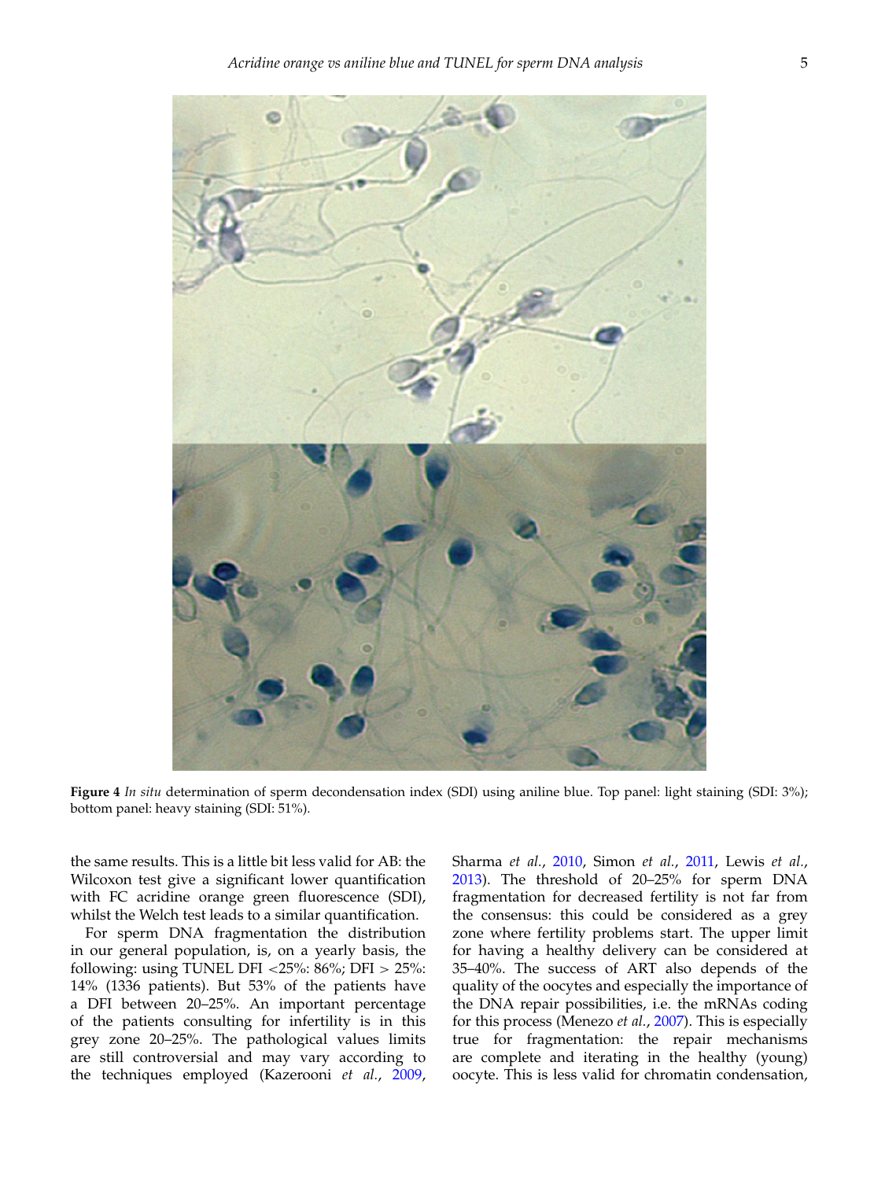**Figure 4** *In situ* determination of sperm decondensation index (SDI) using aniline blue. Top panel: light staining (SDI: 3%); bottom panel: heavy staining (SDI: 51%).

the same results. This is a little bit less valid for AB: the Wilcoxon test give a significant lower quantification with FC acridine orange green fluorescence (SDI), whilst the Welch test leads to a similar quantification.

For sperm DNA fragmentation the distribution in our general population, is, on a yearly basis, the following: using TUNEL DFI <25%: 86%; DFI > 25%: 14% (1336 patients). But 53% of the patients have a DFI between 20–25%. An important percentage of the patients consulting for infertility is in this grey zone 20–25%. The pathological values limits are still controversial and may vary according to the techniques employed (Kazerooni *et al.*, 2009, Sharma *et al.*, 2010, Simon *et al.*, 2011, Lewis *et al.*, 2013). The threshold of 20–25% for sperm DNA fragmentation for decreased fertility is not far from the consensus: this could be considered as a grey zone where fertility problems start. The upper limit for having a healthy delivery can be considered at 35–40%. The success of ART also depends of the quality of the oocytes and especially the importance of the DNA repair possibilities, i.e. the mRNAs coding for this process (Menezo *et al.*, 2007). This is especially true for fragmentation: the repair mechanisms are complete and iterating in the healthy (young) oocyte. This is less valid for chromatin condensation,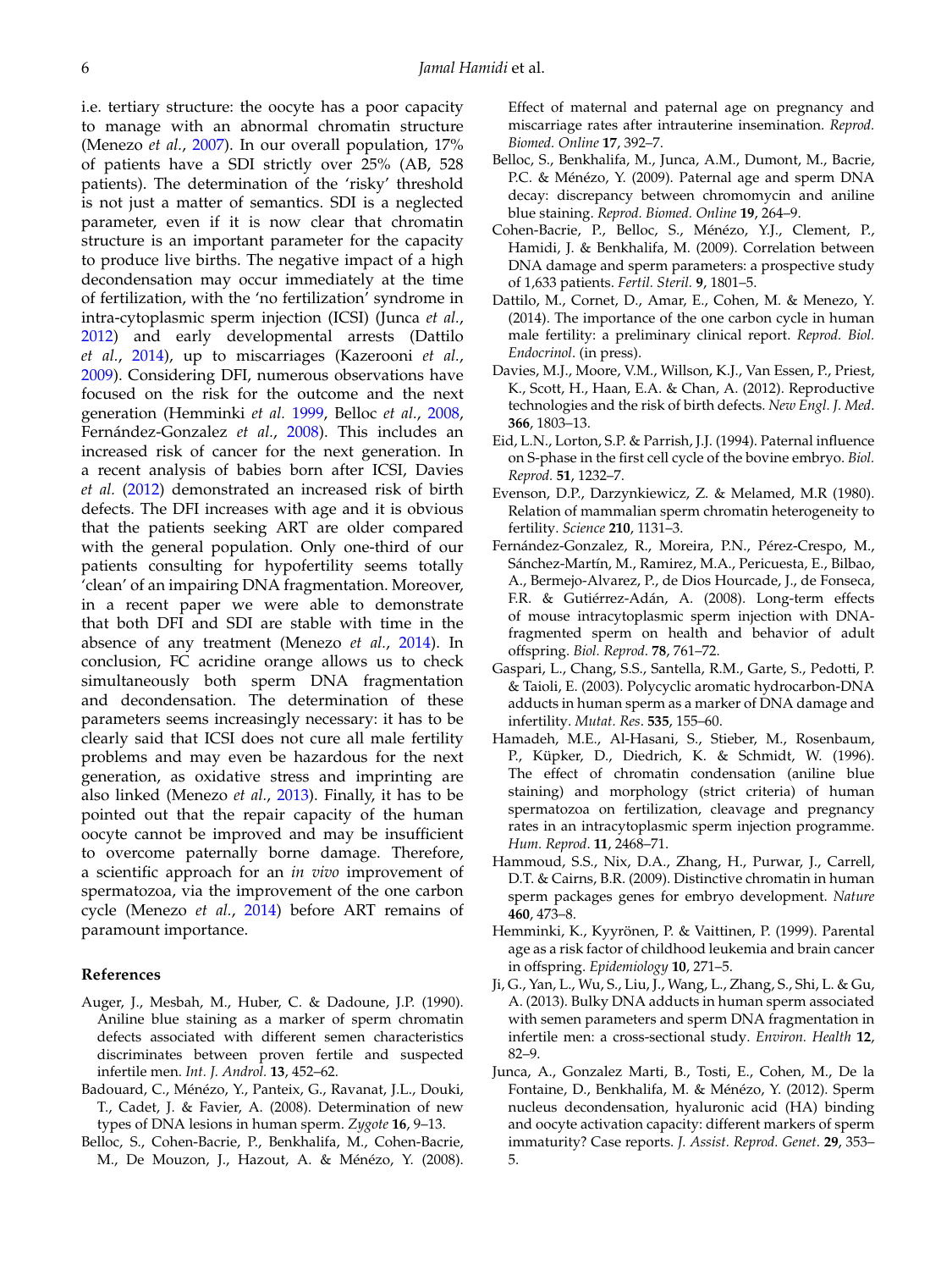i.e. tertiary structure: the oocyte has a poor capacity to manage with an abnormal chromatin structure (Menezo *et al.*, 2007). In our overall population, 17% of patients have a SDI strictly over 25% (AB, 528 patients). The determination of the 'risky' threshold is not just a matter of semantics. SDI is a neglected parameter, even if it is now clear that chromatin structure is an important parameter for the capacity to produce live births. The negative impact of a high decondensation may occur immediately at the time of fertilization, with the 'no fertilization' syndrome in intra-cytoplasmic sperm injection (ICSI) (Junca *et al.*, 2012) and early developmental arrests (Dattilo *et al.*, 2014), up to miscarriages (Kazerooni *et al.*, 2009). Considering DFI, numerous observations have focused on the risk for the outcome and the next generation (Hemminki *et al.* 1999, Belloc *et al.*, 2008, Fernández-Gonzalez *et al.*, 2008). This includes an increased risk of cancer for the next generation. In a recent analysis of babies born after ICSI, Davies *et al.* (2012) demonstrated an increased risk of birth defects. The DFI increases with age and it is obvious that the patients seeking ART are older compared with the general population. Only one-third of our patients consulting for hypofertility seems totally 'clean' of an impairing DNA fragmentation. Moreover, in a recent paper we were able to demonstrate that both DFI and SDI are stable with time in the absence of any treatment (Menezo *et al.*, 2014). In conclusion, FC acridine orange allows us to check simultaneously both sperm DNA fragmentation and decondensation. The determination of these parameters seems increasingly necessary: it has to be clearly said that ICSI does not cure all male fertility problems and may even be hazardous for the next generation, as oxidative stress and imprinting are also linked (Menezo *et al.*, 2013). Finally, it has to be pointed out that the repair capacity of the human oocyte cannot be improved and may be insufficient to overcome paternally borne damage. Therefore, a scientific approach for an *in vivo* improvement of spermatozoa, via the improvement of the one carbon cycle (Menezo *et al.*, 2014) before ART remains of paramount importance.

## References

Auger, J., Mesbah, M., Huber, C. & Dadoune, J.P. (1990). Aniline blue staining as a marker of sperm chromatin defects associated with different semen characteristics discriminates between proven fertile and suspected infertile men. *Int. J. Androl.* **13**, 452–62.

Badouard, C., Ménézo, Y., Panteix, G., Ravanat, J.L., Douki, T., Cadet, J. & Favier, A. (2008). Determination of new types of DNA lesions in human sperm. *Zygote* **16**, 9–13.

Belloc, S., Cohen-Bacrie, P., Benkhalifa, M., Cohen-Bacrie, M., De Mouzon, J., Hazout, A. & Ménézo, Y. (2008). Effect of maternal and paternal age on pregnancy and miscarriage rates after intrauterine insemination. *Reprod. Biomed. Online* **17**, 392–7.

Belloc, S., Benkhalifa, M., Junca, A.M., Dumont, M., Bacrie, P.C. & Ménézo, Y. (2009). Paternal age and sperm DNA decay: discrepancy between chromomycin and aniline blue staining. *Reprod. Biomed. Online* **19**, 264–9.

Cohen-Bacrie, P., Belloc, S., Ménézo, Y.J., Clement, P., Hamidi, J. & Benkhalifa, M. (2009). Correlation between DNA damage and sperm parameters: a prospective study of 1,633 patients. *Fertil. Steril.* **9**, 1801–5.

Dattilo, M., Cornet, D., Amar, E., Cohen, M. & Menezo, Y. (2014). The importance of the one carbon cycle in human male fertility: a preliminary clinical report. *Reprod. Biol. Endocrinol*. (in press).

Davies, M.J., Moore, V.M., Willson, K.J., Van Essen, P., Priest, K., Scott, H., Haan, E.A. & Chan, A. (2012). Reproductive technologies and the risk of birth defects. *New Engl. J. Med*. **366**, 1803–13.

Eid, L.N., Lorton, S.P. & Parrish, J.J. (1994). Paternal influence on S-phase in the first cell cycle of the bovine embryo. *Biol. Reprod.* **51**, 1232–7.

Evenson, D.P., Darzynkiewicz, Z. & Melamed, M.R (1980). Relation of mammalian sperm chromatin heterogeneity to fertility. *Science* **210**, 1131–3.

Fernández-Gonzalez, R., Moreira, P.N., Pérez-Crespo, M., Sánchez-Martín, M., Ramirez, M.A., Pericuesta, E., Bilbao, A., Bermejo-Alvarez, P., de Dios Hourcade, J., de Fonseca, F.R. & Gutiérrez-Adán, A. (2008). Long-term effects of mouse intracytoplasmic sperm injection with DNA-fragmented sperm on health and behavior of adult offspring. *Biol. Reprod*. **78**, 761–72.

Gaspari, L., Chang, S.S., Santella, R.M., Garte, S., Pedotti, P. & Taioli, E. (2003). Polycyclic aromatic hydrocarbon-DNA adducts in human sperm as a marker of DNA damage and infertility. *Mutat. Res*. **535**, 155–60.

Hamadeh, M.E., Al-Hasani, S., Stieber, M., Rosenbaum, P., Küpker, D., Diedrich, K. & Schmidt, W. (1996). The effect of chromatin condensation (aniline blue staining) and morphology (strict criteria) of human spermatozoa on fertilization, cleavage and pregnancy rates in an intracytoplasmic sperm injection programme. *Hum. Reprod*. **11**, 2468–71.

Hammoud, S.S., Nix, D.A., Zhang, H., Purwar, J., Carrell, D.T. & Cairns, B.R. (2009). Distinctive chromatin in human sperm packages genes for embryo development. *Nature* **460**, 473–8.

Hemminki, K., Kyyrönen, P. & Vaittinen, P. (1999). Parental age as a risk factor of childhood leukemia and brain cancer in offspring. *Epidemiology* **10**, 271–5.

Ji, G., Yan, L., Wu, S., Liu, J., Wang, L., Zhang, S., Shi, L. & Gu, A. (2013). Bulky DNA adducts in human sperm associated with semen parameters and sperm DNA fragmentation in infertile men: a cross-sectional study. *Environ. Health* **12**, 82–9.

Junca, A., Gonzalez Marti, B., Tosti, E., Cohen, M., De la Fontaine, D., Benkhalifa, M. & Ménézo, Y. (2012). Sperm nucleus decondensation, hyaluronic acid (HA) binding and oocyte activation capacity: different markers of sperm immaturity? Case reports. *J. Assist. Reprod. Genet*. **29**, 353–5.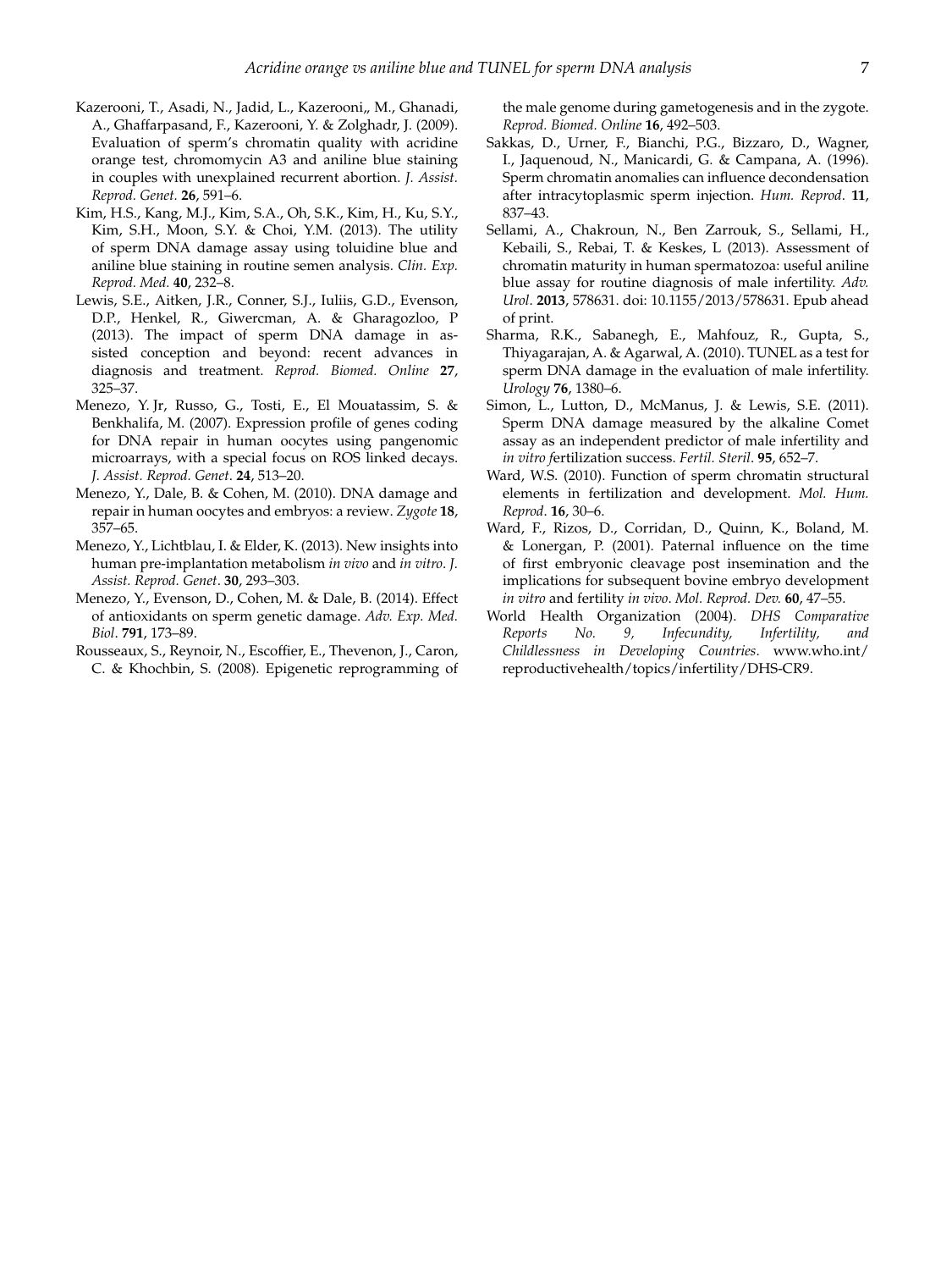Kazerooni, T., Asadi, N., Jadid, L., Kazerooni,, M., Ghanadi, A., Ghaffarpasand, F., Kazerooni, Y. & Zolghadr, J. (2009). Evaluation of sperm's chromatin quality with acridine orange test, chromomycin A3 and aniline blue staining in couples with unexplained recurrent abortion. *J. Assist. Reprod. Genet.* **26**, 591–6.

Kim, H.S., Kang, M.J., Kim, S.A., Oh, S.K., Kim, H., Ku, S.Y., Kim, S.H., Moon, S.Y. & Choi, Y.M. (2013). The utility of sperm DNA damage assay using toluidine blue and aniline blue staining in routine semen analysis. *Clin. Exp. Reprod. Med.* **40**, 232–8.

Lewis, S.E., Aitken, J.R., Conner, S.J., Iuliis, G.D., Evenson, D.P., Henkel, R., Giwercman, A. & Gharagozloo, P (2013). The impact of sperm DNA damage in assisted conception and beyond: recent advances in diagnosis and treatment. *Reprod. Biomed. Online* **27**, 325–37.

Menezo, Y. Jr, Russo, G., Tosti, E., El Mouatassim, S. & Benkhalifa, M. (2007). Expression profile of genes coding for DNA repair in human oocytes using pangenomic microarrays, with a special focus on ROS linked decays. *J. Assist. Reprod. Genet*. **24**, 513–20.

Menezo, Y., Dale, B. & Cohen, M. (2010). DNA damage and repair in human oocytes and embryos: a review. *Zygote* **18**, 357–65.

Menezo, Y., Lichtblau, I. & Elder, K. (2013). New insights into human pre-implantation metabolism *in vivo* and *in vitro*. *J. Assist. Reprod. Genet*. **30**, 293–303.

Menezo, Y., Evenson, D., Cohen, M. & Dale, B. (2014). Effect of antioxidants on sperm genetic damage. *Adv. Exp. Med. Biol*. **791**, 173–89.

Rousseaux, S., Reynoir, N., Escoffier, E., Thevenon, J., Caron, C. & Khochbin, S. (2008). Epigenetic reprogramming of the male genome during gametogenesis and in the zygote. *Reprod. Biomed. Online* **16**, 492–503.

Sakkas, D., Urner, F., Bianchi, P.G., Bizzaro, D., Wagner, I., Jaquenoud, N., Manicardi, G. & Campana, A. (1996). Sperm chromatin anomalies can influence decondensation after intracytoplasmic sperm injection. *Hum. Reprod*. **11**, 837–43.

Sellami, A., Chakroun, N., Ben Zarrouk, S., Sellami, H., Kebaili, S., Rebai, T. & Keskes, L (2013). Assessment of chromatin maturity in human spermatozoa: useful aniline blue assay for routine diagnosis of male infertility. *Adv. Urol*. **2013**, 578631. doi: 10.1155/2013/578631. Epub ahead of print.

Sharma, R.K., Sabanegh, E., Mahfouz, R., Gupta, S., Thiyagarajan, A. & Agarwal, A. (2010). TUNEL as a test for sperm DNA damage in the evaluation of male infertility. *Urology* **76**, 1380–6.

Simon, L., Lutton, D., McManus, J. & Lewis, S.E. (2011). Sperm DNA damage measured by the alkaline Comet assay as an independent predictor of male infertility and *in vitro f*ertilization success. *Fertil. Steril*. **95**, 652–7.

Ward, W.S. (2010). Function of sperm chromatin structural elements in fertilization and development. *Mol. Hum. Reprod*. **16**, 30–6.

Ward, F., Rizos, D., Corridan, D., Quinn, K., Boland, M. & Lonergan, P. (2001). Paternal influence on the time of first embryonic cleavage post insemination and the implications for subsequent bovine embryo development *in vitro* and fertility *in vivo*. *Mol. Reprod. Dev.* **60**, 47–55.

World Health Organization (2004). *DHS Comparative Reports No. 9, Infecundity, Infertility, and Childlessness in Developing Countries*. www.who.int/reproductivehealth/topics/infertility/DHS-CR9.